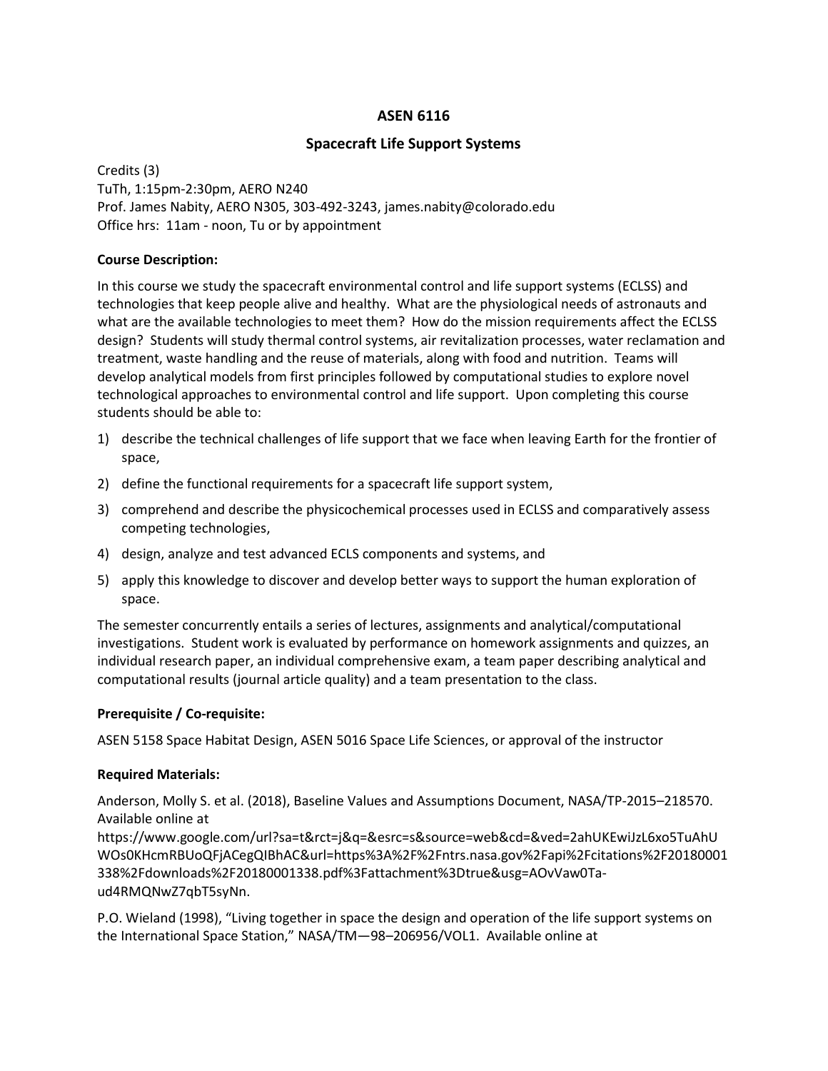# ASEN 6116

## Spacecraft Life Support Systems

Credits (3)
TuTh, 1:15pm-2:30pm, AERO N240
Prof. James Nabity, AERO N305, 303-492-3243, james.nabity@colorado.edu
Office hrs: 11am - noon, Tu or by appointment

### Course Description:

In this course we study the spacecraft environmental control and life support systems (ECLSS) and technologies that keep people alive and healthy. What are the physiological needs of astronauts and what are the available technologies to meet them? How do the mission requirements affect the ECLSS design? Students will study thermal control systems, air revitalization processes, water reclamation and treatment, waste handling and the reuse of materials, along with food and nutrition. Teams will develop analytical models from first principles followed by computational studies to explore novel technological approaches to environmental control and life support. Upon completing this course students should be able to:

1) describe the technical challenges of life support that we face when leaving Earth for the frontier of space,
2) define the functional requirements for a spacecraft life support system,
3) comprehend and describe the physicochemical processes used in ECLSS and comparatively assess competing technologies,
4) design, analyze and test advanced ECLS components and systems, and
5) apply this knowledge to discover and develop better ways to support the human exploration of space.

The semester concurrently entails a series of lectures, assignments and analytical/computational investigations. Student work is evaluated by performance on homework assignments and quizzes, an individual research paper, an individual comprehensive exam, a team paper describing analytical and computational results (journal article quality) and a team presentation to the class.

### Prerequisite / Co-requisite:

ASEN 5158 Space Habitat Design, ASEN 5016 Space Life Sciences, or approval of the instructor

### Required Materials:

Anderson, Molly S. et al. (2018), Baseline Values and Assumptions Document, NASA/TP-2015–218570. Available online at https://www.google.com/url?sa=t&rct=j&q=&esrc=s&source=web&cd=&ved=2ahUKEwiJzL6xo5TuAhUWOs0KHcmRBUoQFjACegQIBhAC&url=https%3A%2F%2Fntrs.nasa.gov%2Fapi%2Fcitations%2F20180001338%2Fdownloads%2F20180001338.pdf%3Fattachment%3Dtrue&usg=AOvVaw0Ta-ud4RMQNwZ7qbT5syNn.

P.O. Wieland (1998), "Living together in space the design and operation of the life support systems on the International Space Station," NASA/TM—98–206956/VOL1. Available online at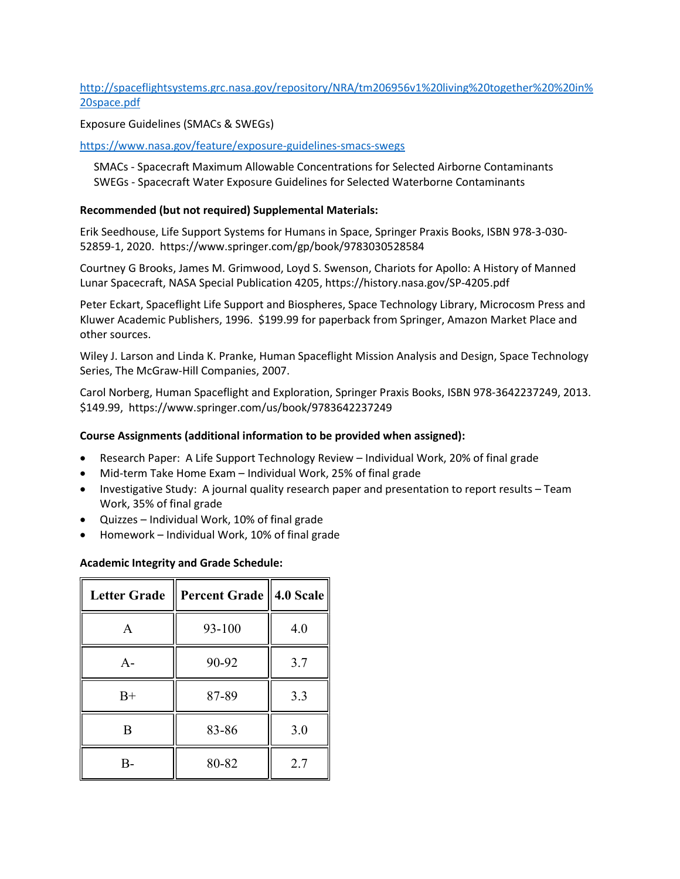[http://spaceflightsystems.grc.nasa.gov/repository/NRA/tm206956v1%20living%20together%20%20in%20space.pdf](http://spaceflightsystems.grc.nasa.gov/repository/NRA/tm206956v1%20living%20together%20%20in%20space.pdf)

Exposure Guidelines (SMACs & SWEGs)

[https://www.nasa.gov/feature/exposure-guidelines-smacs-swegs](https://www.nasa.gov/feature/exposure-guidelines-smacs-swegs)

SMACs - Spacecraft Maximum Allowable Concentrations for Selected Airborne Contaminants
SWEGs - Spacecraft Water Exposure Guidelines for Selected Waterborne Contaminants

**Recommended (but not required) Supplemental Materials:**

Erik Seedhouse, Life Support Systems for Humans in Space, Springer Praxis Books, ISBN 978-3-030-52859-1, 2020. https://www.springer.com/gp/book/9783030528584

Courtney G Brooks, James M. Grimwood, Loyd S. Swenson, Chariots for Apollo: A History of Manned Lunar Spacecraft, NASA Special Publication 4205, https://history.nasa.gov/SP-4205.pdf

Peter Eckart, Spaceflight Life Support and Biospheres, Space Technology Library, Microcosm Press and Kluwer Academic Publishers, 1996. $199.99 for paperback from Springer, Amazon Market Place and other sources.

Wiley J. Larson and Linda K. Pranke, Human Spaceflight Mission Analysis and Design, Space Technology Series, The McGraw-Hill Companies, 2007.

Carol Norberg, Human Spaceflight and Exploration, Springer Praxis Books, ISBN 978-3642237249, 2013. $149.99, https://www.springer.com/us/book/9783642237249

**Course Assignments (additional information to be provided when assigned):**

- Research Paper: A Life Support Technology Review – Individual Work, 20% of final grade
- Mid-term Take Home Exam – Individual Work, 25% of final grade
- Investigative Study: A journal quality research paper and presentation to report results – Team Work, 35% of final grade
- Quizzes – Individual Work, 10% of final grade
- Homework – Individual Work, 10% of final grade

**Academic Integrity and Grade Schedule:**

| Letter Grade | Percent Grade | 4.0 Scale |
|---|---|---|
| A | 93-100 | 4.0 |
| A- | 90-92 | 3.7 |
| B+ | 87-89 | 3.3 |
| B | 83-86 | 3.0 |
| B- | 80-82 | 2.7 |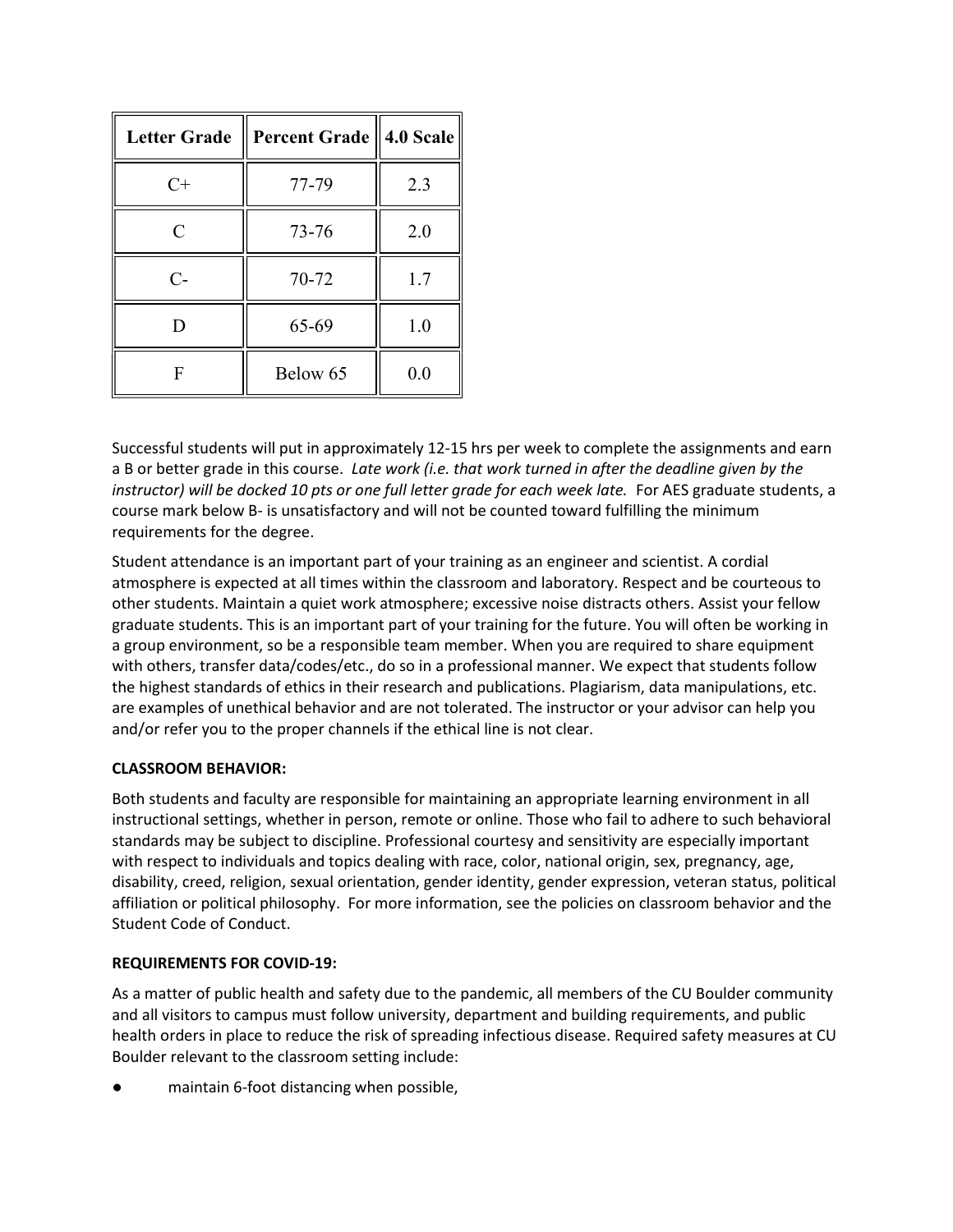| Letter Grade | Percent Grade | 4.0 Scale |
|---|---|---|
| C+ | 77-79 | 2.3 |
| C | 73-76 | 2.0 |
| C- | 70-72 | 1.7 |
| D | 65-69 | 1.0 |
| F | Below 65 | 0.0 |

Successful students will put in approximately 12-15 hrs per week to complete the assignments and earn a B or better grade in this course. *Late work (i.e. that work turned in after the deadline given by the instructor) will be docked 10 pts or one full letter grade for each week late.* For AES graduate students, a course mark below B- is unsatisfactory and will not be counted toward fulfilling the minimum requirements for the degree.

Student attendance is an important part of your training as an engineer and scientist. A cordial atmosphere is expected at all times within the classroom and laboratory. Respect and be courteous to other students. Maintain a quiet work atmosphere; excessive noise distracts others. Assist your fellow graduate students. This is an important part of your training for the future. You will often be working in a group environment, so be a responsible team member. When you are required to share equipment with others, transfer data/codes/etc., do so in a professional manner. We expect that students follow the highest standards of ethics in their research and publications. Plagiarism, data manipulations, etc. are examples of unethical behavior and are not tolerated. The instructor or your advisor can help you and/or refer you to the proper channels if the ethical line is not clear.

**CLASSROOM BEHAVIOR:**

Both students and faculty are responsible for maintaining an appropriate learning environment in all instructional settings, whether in person, remote or online. Those who fail to adhere to such behavioral standards may be subject to discipline. Professional courtesy and sensitivity are especially important with respect to individuals and topics dealing with race, color, national origin, sex, pregnancy, age, disability, creed, religion, sexual orientation, gender identity, gender expression, veteran status, political affiliation or political philosophy. For more information, see the policies on classroom behavior and the Student Code of Conduct.

**REQUIREMENTS FOR COVID-19:**

As a matter of public health and safety due to the pandemic, all members of the CU Boulder community and all visitors to campus must follow university, department and building requirements, and public health orders in place to reduce the risk of spreading infectious disease. Required safety measures at CU Boulder relevant to the classroom setting include:

- maintain 6-foot distancing when possible,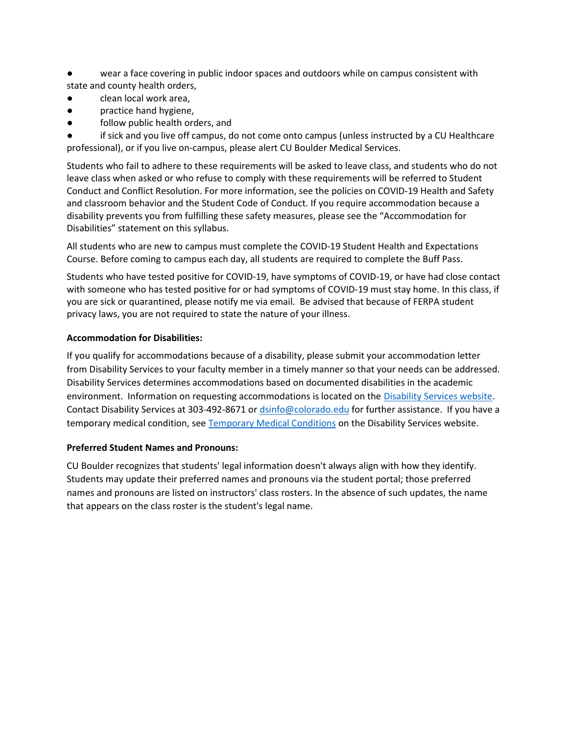- wear a face covering in public indoor spaces and outdoors while on campus consistent with state and county health orders,
- clean local work area,
- practice hand hygiene,
- follow public health orders, and
- if sick and you live off campus, do not come onto campus (unless instructed by a CU Healthcare professional), or if you live on-campus, please alert CU Boulder Medical Services.

Students who fail to adhere to these requirements will be asked to leave class, and students who do not leave class when asked or who refuse to comply with these requirements will be referred to Student Conduct and Conflict Resolution. For more information, see the policies on COVID-19 Health and Safety and classroom behavior and the Student Code of Conduct. If you require accommodation because a disability prevents you from fulfilling these safety measures, please see the "Accommodation for Disabilities" statement on this syllabus.

All students who are new to campus must complete the COVID-19 Student Health and Expectations Course. Before coming to campus each day, all students are required to complete the Buff Pass.

Students who have tested positive for COVID-19, have symptoms of COVID-19, or have had close contact with someone who has tested positive for or had symptoms of COVID-19 must stay home. In this class, if you are sick or quarantined, please notify me via email. Be advised that because of FERPA student privacy laws, you are not required to state the nature of your illness.

**Accommodation for Disabilities:**

If you qualify for accommodations because of a disability, please submit your accommodation letter from Disability Services to your faculty member in a timely manner so that your needs can be addressed. Disability Services determines accommodations based on documented disabilities in the academic environment. Information on requesting accommodations is located on the Disability Services website. Contact Disability Services at 303-492-8671 or dsinfo@colorado.edu for further assistance. If you have a temporary medical condition, see Temporary Medical Conditions on the Disability Services website.

**Preferred Student Names and Pronouns:**

CU Boulder recognizes that students' legal information doesn't always align with how they identify. Students may update their preferred names and pronouns via the student portal; those preferred names and pronouns are listed on instructors' class rosters. In the absence of such updates, the name that appears on the class roster is the student's legal name.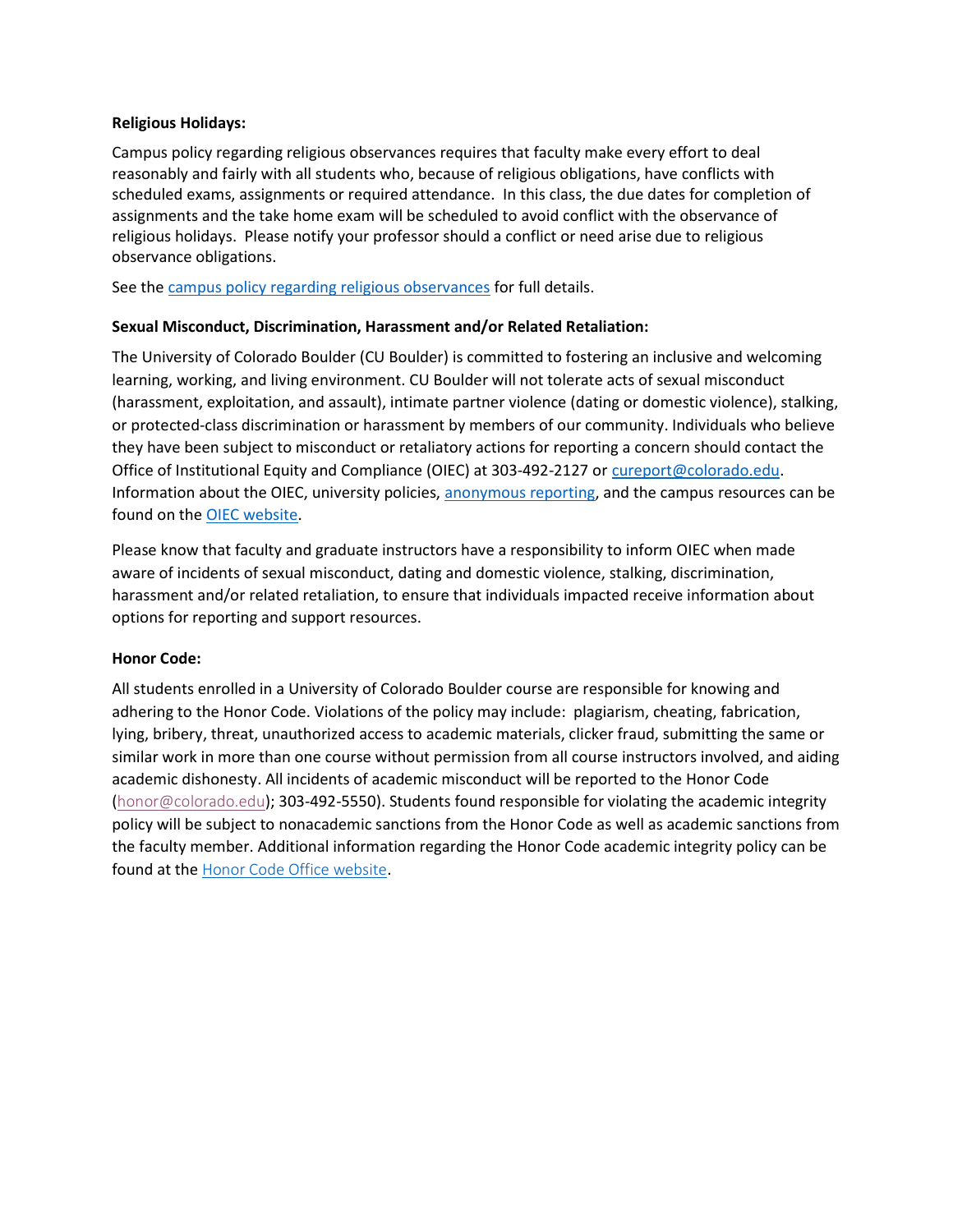**Religious Holidays:**

Campus policy regarding religious observances requires that faculty make every effort to deal reasonably and fairly with all students who, because of religious obligations, have conflicts with scheduled exams, assignments or required attendance. In this class, the due dates for completion of assignments and the take home exam will be scheduled to avoid conflict with the observance of religious holidays. Please notify your professor should a conflict or need arise due to religious observance obligations.

See the campus policy regarding religious observances for full details.

**Sexual Misconduct, Discrimination, Harassment and/or Related Retaliation:**

The University of Colorado Boulder (CU Boulder) is committed to fostering an inclusive and welcoming learning, working, and living environment. CU Boulder will not tolerate acts of sexual misconduct (harassment, exploitation, and assault), intimate partner violence (dating or domestic violence), stalking, or protected-class discrimination or harassment by members of our community. Individuals who believe they have been subject to misconduct or retaliatory actions for reporting a concern should contact the Office of Institutional Equity and Compliance (OIEC) at 303-492-2127 or cureport@colorado.edu. Information about the OIEC, university policies, anonymous reporting, and the campus resources can be found on the OIEC website.

Please know that faculty and graduate instructors have a responsibility to inform OIEC when made aware of incidents of sexual misconduct, dating and domestic violence, stalking, discrimination, harassment and/or related retaliation, to ensure that individuals impacted receive information about options for reporting and support resources.

**Honor Code:**

All students enrolled in a University of Colorado Boulder course are responsible for knowing and adhering to the Honor Code. Violations of the policy may include: plagiarism, cheating, fabrication, lying, bribery, threat, unauthorized access to academic materials, clicker fraud, submitting the same or similar work in more than one course without permission from all course instructors involved, and aiding academic dishonesty. All incidents of academic misconduct will be reported to the Honor Code (honor@colorado.edu); 303-492-5550). Students found responsible for violating the academic integrity policy will be subject to nonacademic sanctions from the Honor Code as well as academic sanctions from the faculty member. Additional information regarding the Honor Code academic integrity policy can be found at the Honor Code Office website.